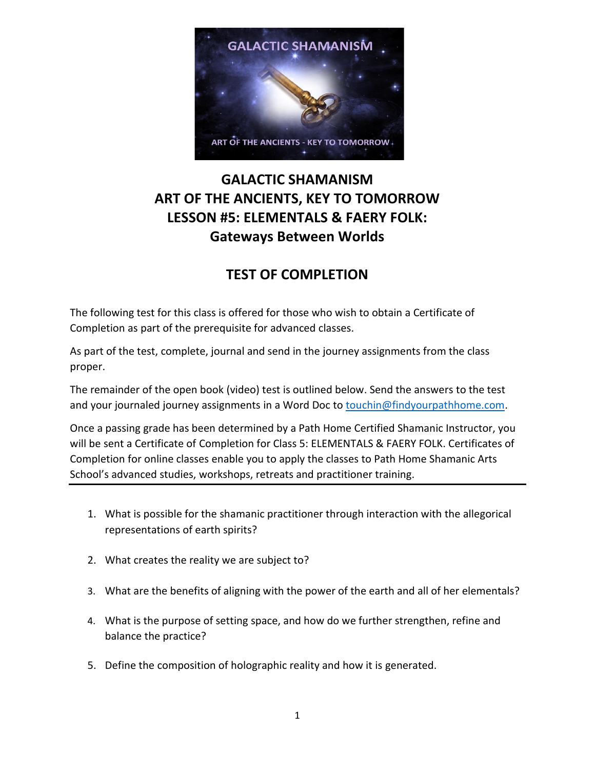# GALACTIC SHAMANISM
# ART OF THE ANCIENTS, KEY TO TOMORROW
# LESSON #5: ELEMENTALS & FAERY FOLK:
# Gateways Between Worlds

## TEST OF COMPLETION

The following test for this class is offered for those who wish to obtain a Certificate of Completion as part of the prerequisite for advanced classes.

As part of the test, complete, journal and send in the journey assignments from the class proper.

The remainder of the open book (video) test is outlined below. Send the answers to the test and your journaled journey assignments in a Word Doc to touchin@findyourpathhome.com.

Once a passing grade has been determined by a Path Home Certified Shamanic Instructor, you will be sent a Certificate of Completion for Class 5: ELEMENTALS & FAERY FOLK. Certificates of Completion for online classes enable you to apply the classes to Path Home Shamanic Arts School's advanced studies, workshops, retreats and practitioner training.

---

1. What is possible for the shamanic practitioner through interaction with the allegorical representations of earth spirits?

2. What creates the reality we are subject to?

3. What are the benefits of aligning with the power of the earth and all of her elementals?

4. What is the purpose of setting space, and how do we further strengthen, refine and balance the practice?

5. Define the composition of holographic reality and how it is generated.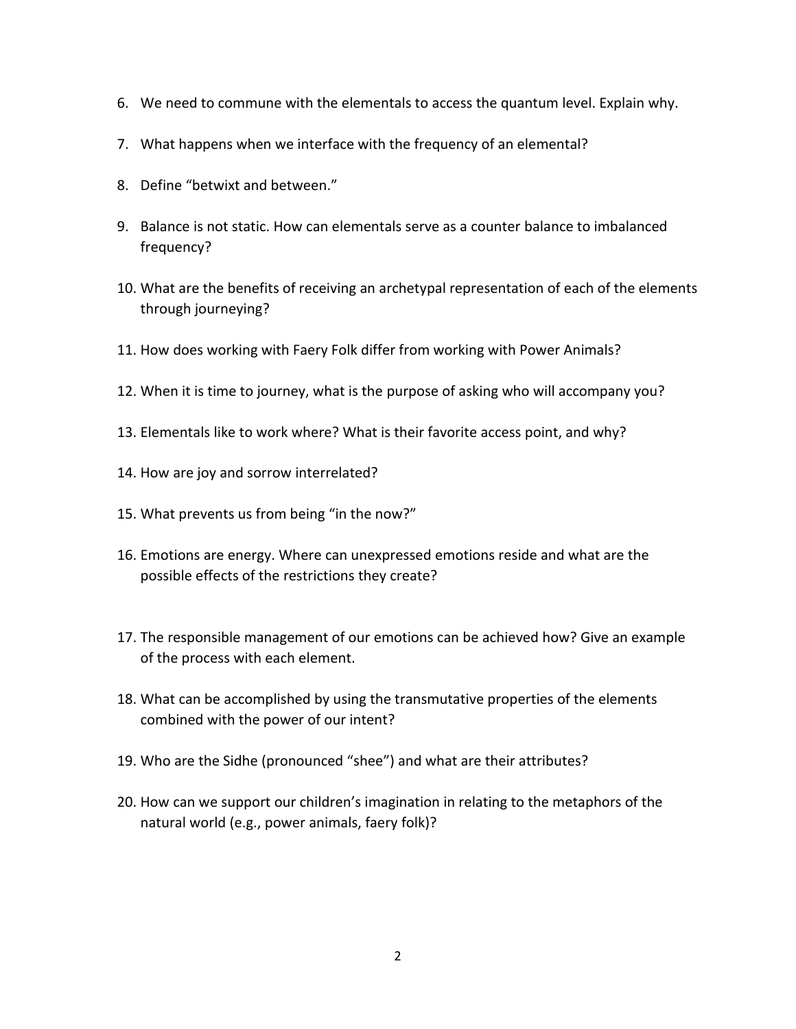6. We need to commune with the elementals to access the quantum level. Explain why.

7. What happens when we interface with the frequency of an elemental?

8. Define "betwixt and between."

9. Balance is not static. How can elementals serve as a counter balance to imbalanced frequency?

10. What are the benefits of receiving an archetypal representation of each of the elements through journeying?

11. How does working with Faery Folk differ from working with Power Animals?

12. When it is time to journey, what is the purpose of asking who will accompany you?

13. Elementals like to work where? What is their favorite access point, and why?

14. How are joy and sorrow interrelated?

15. What prevents us from being "in the now?"

16. Emotions are energy. Where can unexpressed emotions reside and what are the possible effects of the restrictions they create?

17. The responsible management of our emotions can be achieved how? Give an example of the process with each element.

18. What can be accomplished by using the transmutative properties of the elements combined with the power of our intent?

19. Who are the Sidhe (pronounced "shee") and what are their attributes?

20. How can we support our children's imagination in relating to the metaphors of the natural world (e.g., power animals, faery folk)?